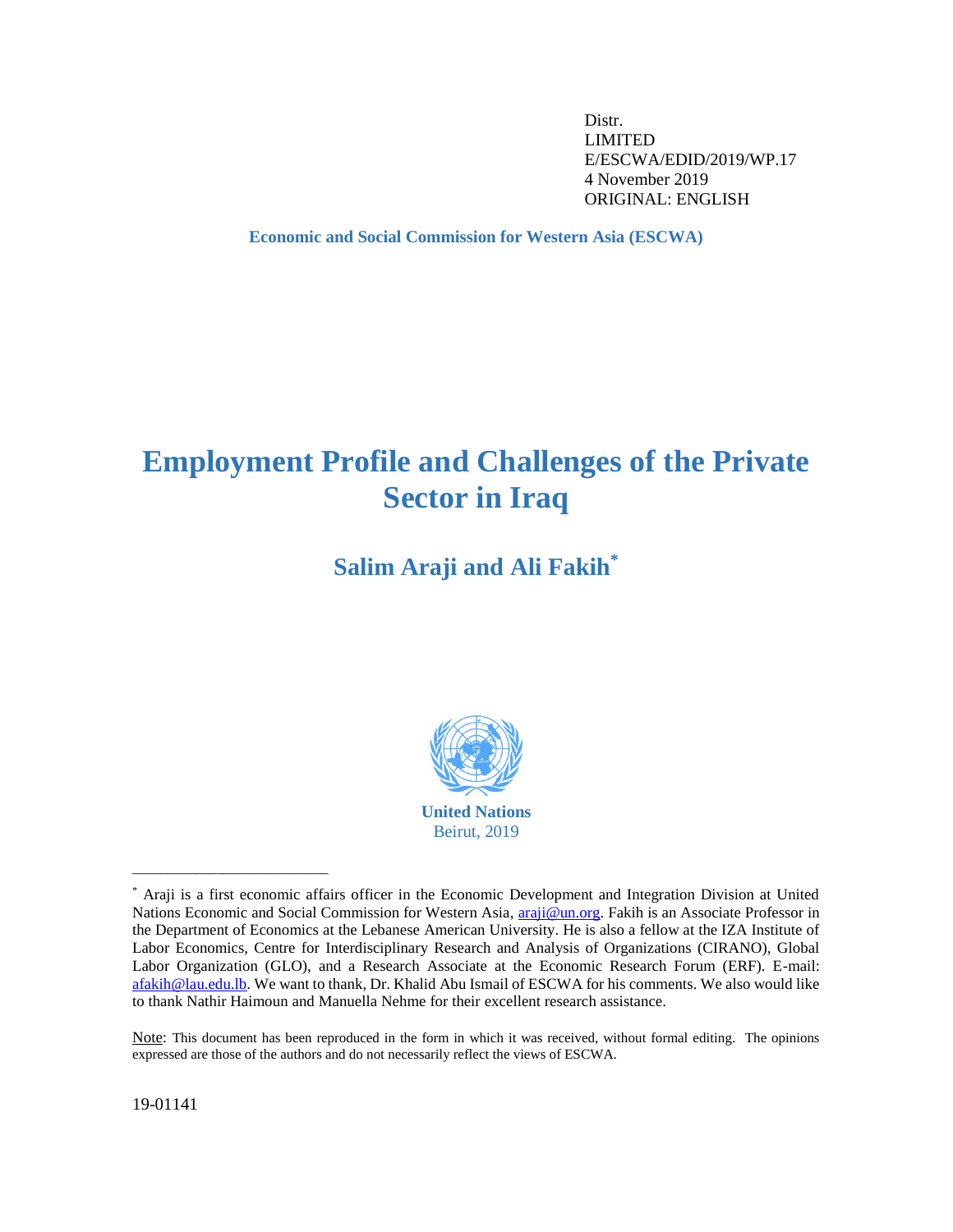Distr.
LIMITED
E/ESCWA/EDID/2019/WP.17
4 November 2019
ORIGINAL: ENGLISH

**Economic and Social Commission for Western Asia (ESCWA)**

# Employment Profile and Challenges of the Private Sector in Iraq

## Salim Araji and Ali Fakih*

**United Nations**
Beirut, 2019

---

\* Araji is a first economic affairs officer in the Economic Development and Integration Division at United Nations Economic and Social Commission for Western Asia, araji@un.org. Fakih is an Associate Professor in the Department of Economics at the Lebanese American University. He is also a fellow at the IZA Institute of Labor Economics, Centre for Interdisciplinary Research and Analysis of Organizations (CIRANO), Global Labor Organization (GLO), and a Research Associate at the Economic Research Forum (ERF). E-mail: afakih@lau.edu.lb. We want to thank, Dr. Khalid Abu Ismail of ESCWA for his comments. We also would like to thank Nathir Haimoun and Manuella Nehme for their excellent research assistance.

Note: This document has been reproduced in the form in which it was received, without formal editing. The opinions expressed are those of the authors and do not necessarily reflect the views of ESCWA.

19-01141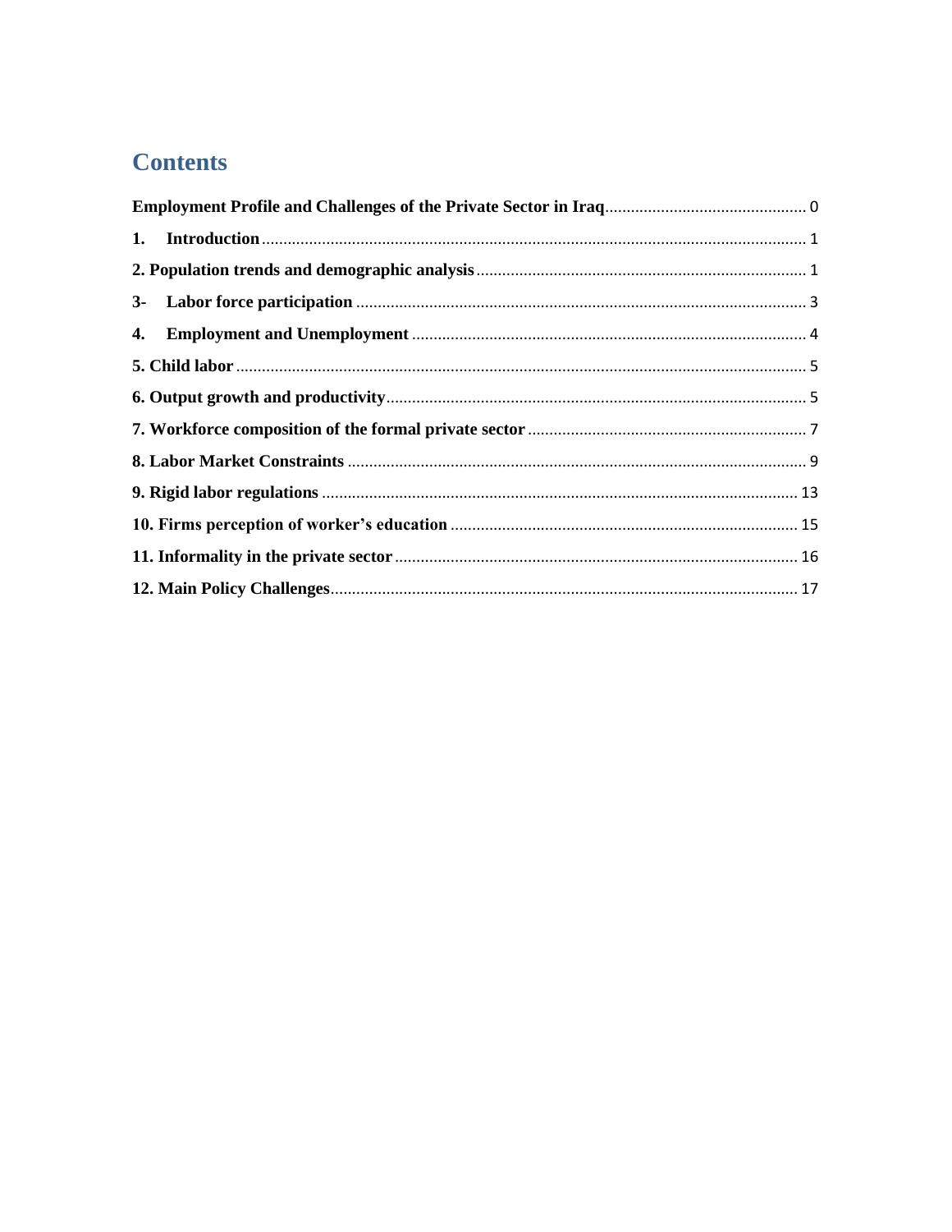# Contents

**Employment Profile and Challenges of the Private Sector in Iraq** .......... 0

**1. Introduction** .......... 1

**2. Population trends and demographic analysis** .......... 1

**3- Labor force participation** .......... 3

**4. Employment and Unemployment** .......... 4

**5. Child labor** .......... 5

**6. Output growth and productivity** .......... 5

**7. Workforce composition of the formal private sector** .......... 7

**8. Labor Market Constraints** .......... 9

**9. Rigid labor regulations** .......... 13

**10. Firms perception of worker's education** .......... 15

**11. Informality in the private sector** .......... 16

**12. Main Policy Challenges** .......... 17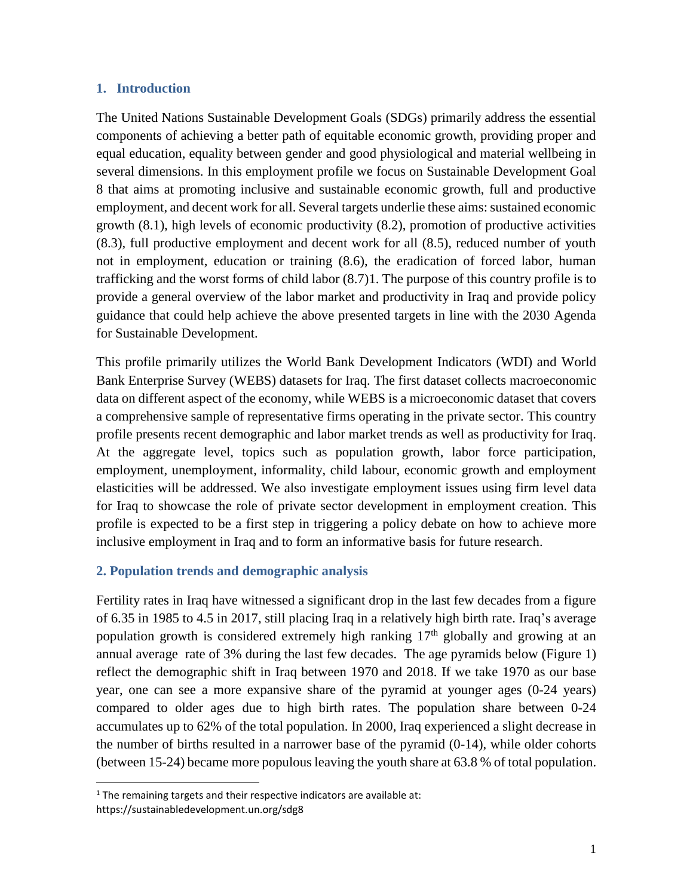## 1. Introduction

The United Nations Sustainable Development Goals (SDGs) primarily address the essential components of achieving a better path of equitable economic growth, providing proper and equal education, equality between gender and good physiological and material wellbeing in several dimensions. In this employment profile we focus on Sustainable Development Goal 8 that aims at promoting inclusive and sustainable economic growth, full and productive employment, and decent work for all. Several targets underlie these aims: sustained economic growth (8.1), high levels of economic productivity (8.2), promotion of productive activities (8.3), full productive employment and decent work for all (8.5), reduced number of youth not in employment, education or training (8.6), the eradication of forced labor, human trafficking and the worst forms of child labor (8.7)[1]. The purpose of this country profile is to provide a general overview of the labor market and productivity in Iraq and provide policy guidance that could help achieve the above presented targets in line with the 2030 Agenda for Sustainable Development.

This profile primarily utilizes the World Bank Development Indicators (WDI) and World Bank Enterprise Survey (WEBS) datasets for Iraq. The first dataset collects macroeconomic data on different aspect of the economy, while WEBS is a microeconomic dataset that covers a comprehensive sample of representative firms operating in the private sector. This country profile presents recent demographic and labor market trends as well as productivity for Iraq. At the aggregate level, topics such as population growth, labor force participation, employment, unemployment, informality, child labour, economic growth and employment elasticities will be addressed. We also investigate employment issues using firm level data for Iraq to showcase the role of private sector development in employment creation. This profile is expected to be a first step in triggering a policy debate on how to achieve more inclusive employment in Iraq and to form an informative basis for future research.

## 2. Population trends and demographic analysis

Fertility rates in Iraq have witnessed a significant drop in the last few decades from a figure of 6.35 in 1985 to 4.5 in 2017, still placing Iraq in a relatively high birth rate. Iraq's average population growth is considered extremely high ranking 17th globally and growing at an annual average rate of 3% during the last few decades. The age pyramids below (Figure 1) reflect the demographic shift in Iraq between 1970 and 2018. If we take 1970 as our base year, one can see a more expansive share of the pyramid at younger ages (0-24 years) compared to older ages due to high birth rates. The population share between 0-24 accumulates up to 62% of the total population. In 2000, Iraq experienced a slight decrease in the number of births resulted in a narrower base of the pyramid (0-14), while older cohorts (between 15-24) became more populous leaving the youth share at 63.8 % of total population.

[1] The remaining targets and their respective indicators are available at: https://sustainabledevelopment.un.org/sdg8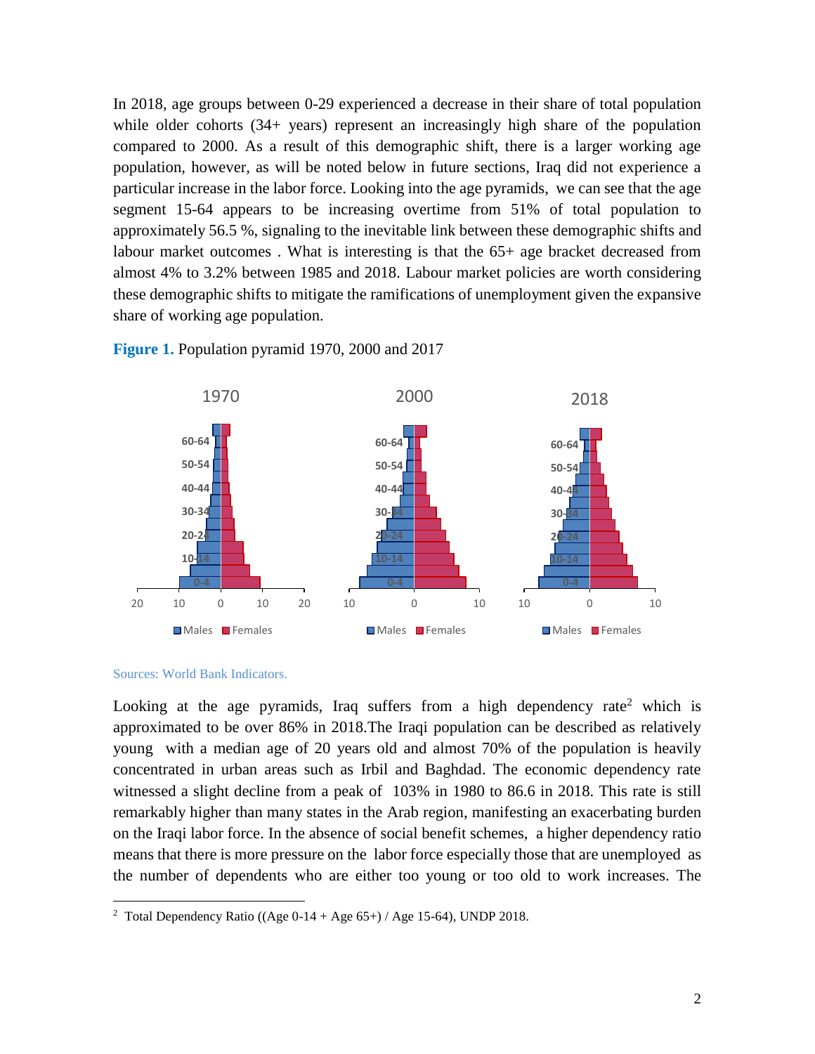In 2018, age groups between 0-29 experienced a decrease in their share of total population while older cohorts (34+ years) represent an increasingly high share of the population compared to 2000. As a result of this demographic shift, there is a larger working age population, however, as will be noted below in future sections, Iraq did not experience a particular increase in the labor force. Looking into the age pyramids, we can see that the age segment 15-64 appears to be increasing overtime from 51% of total population to approximately 56.5 %, signaling to the inevitable link between these demographic shifts and labour market outcomes . What is interesting is that the 65+ age bracket decreased from almost 4% to 3.2% between 1985 and 2018. Labour market policies are worth considering these demographic shifts to mitigate the ramifications of unemployment given the expansive share of working age population.

**Figure 1.** Population pyramid 1970, 2000 and 2017

Sources: World Bank Indicators.

Looking at the age pyramids, Iraq suffers from a high dependency rate[2] which is approximated to be over 86% in 2018.The Iraqi population can be described as relatively young with a median age of 20 years old and almost 70% of the population is heavily concentrated in urban areas such as Irbil and Baghdad. The economic dependency rate witnessed a slight decline from a peak of 103% in 1980 to 86.6 in 2018. This rate is still remarkably higher than many states in the Arab region, manifesting an exacerbating burden on the Iraqi labor force. In the absence of social benefit schemes, a higher dependency ratio means that there is more pressure on the labor force especially those that are unemployed as the number of dependents who are either too young or too old to work increases. The

[2] Total Dependency Ratio ((Age 0-14 + Age 65+) / Age 15-64), UNDP 2018.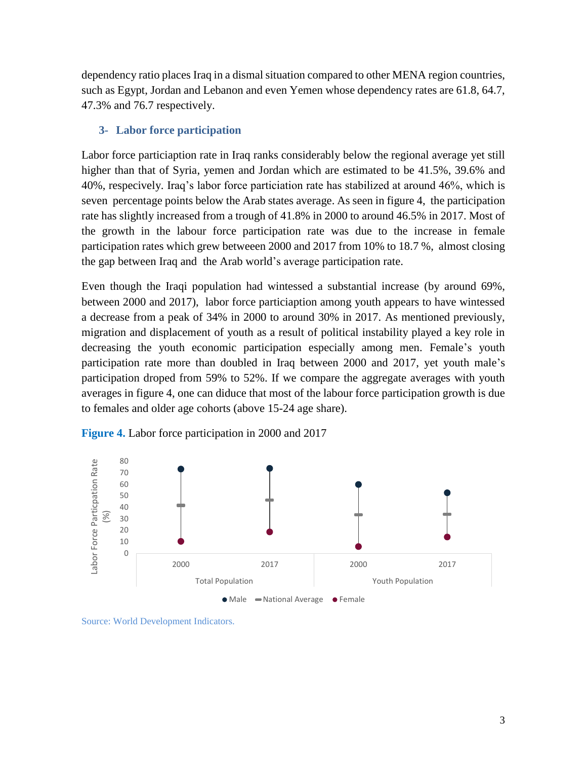dependency ratio places Iraq in a dismal situation compared to other MENA region countries, such as Egypt, Jordan and Lebanon and even Yemen whose dependency rates are 61.8, 64.7, 47.3% and 76.7 respectively.

### 3- Labor force participation

Labor force particiaption rate in Iraq ranks considerably below the regional average yet still higher than that of Syria, yemen and Jordan which are estimated to be 41.5%, 39.6% and 40%, respecively. Iraq's labor force particiation rate has stabilized at around 46%, which is seven percentage points below the Arab states average. As seen in figure 4, the participation rate has slightly increased from a trough of 41.8% in 2000 to around 46.5% in 2017. Most of the growth in the labour force participation rate was due to the increase in female participation rates which grew betweeen 2000 and 2017 from 10% to 18.7 %, almost closing the gap between Iraq and the Arab world's average participation rate.

Even though the Iraqi population had wintessed a substantial increase (by around 69%, between 2000 and 2017), labor force particiaption among youth appears to have wintessed a decrease from a peak of 34% in 2000 to around 30% in 2017. As mentioned previously, migration and displacement of youth as a result of political instability played a key role in decreasing the youth economic participation especially among men. Female's youth participation rate more than doubled in Iraq between 2000 and 2017, yet youth male's participation droped from 59% to 52%. If we compare the aggregate averages with youth averages in figure 4, one can diduce that most of the labour force participation growth is due to females and older age cohorts (above 15-24 age share).

**Figure 4.** Labor force participation in 2000 and 2017

Source: World Development Indicators.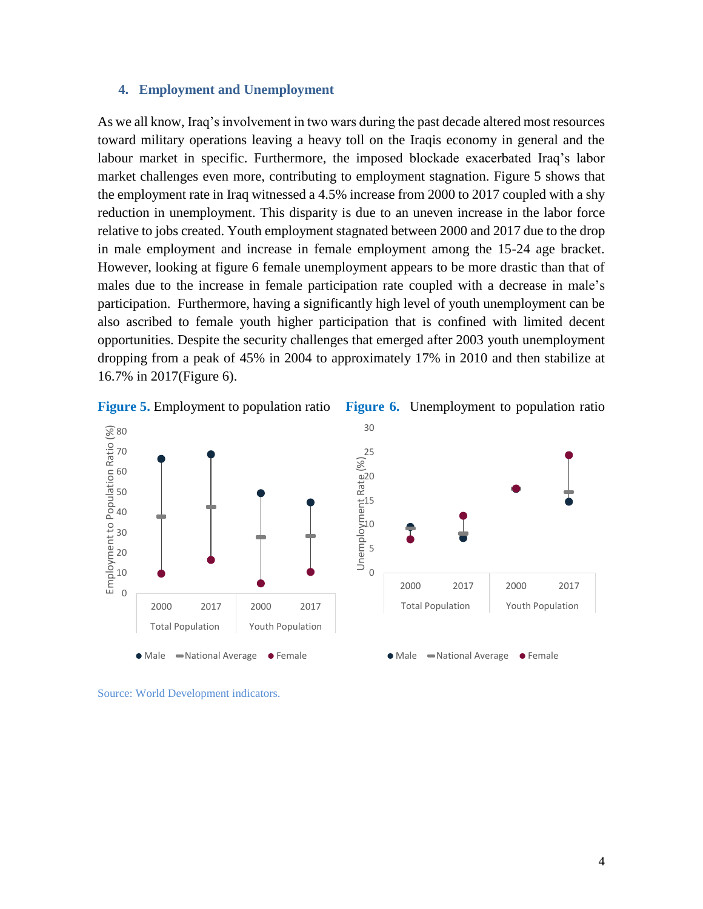### 4. Employment and Unemployment

As we all know, Iraq's involvement in two wars during the past decade altered most resources toward military operations leaving a heavy toll on the Iraqis economy in general and the labour market in specific. Furthermore, the imposed blockade exacerbated Iraq's labor market challenges even more, contributing to employment stagnation. Figure 5 shows that the employment rate in Iraq witnessed a 4.5% increase from 2000 to 2017 coupled with a shy reduction in unemployment. This disparity is due to an uneven increase in the labor force relative to jobs created. Youth employment stagnated between 2000 and 2017 due to the drop in male employment and increase in female employment among the 15-24 age bracket. However, looking at figure 6 female unemployment appears to be more drastic than that of males due to the increase in female participation rate coupled with a decrease in male's participation. Furthermore, having a significantly high level of youth unemployment can be also ascribed to female youth higher participation that is confined with limited decent opportunities. Despite the security challenges that emerged after 2003 youth unemployment dropping from a peak of 45% in 2004 to approximately 17% in 2010 and then stabilize at 16.7% in 2017(Figure 6).

**Figure 5.** Employment to population ratio

**Figure 6.** Unemployment to population ratio

Source: World Development indicators.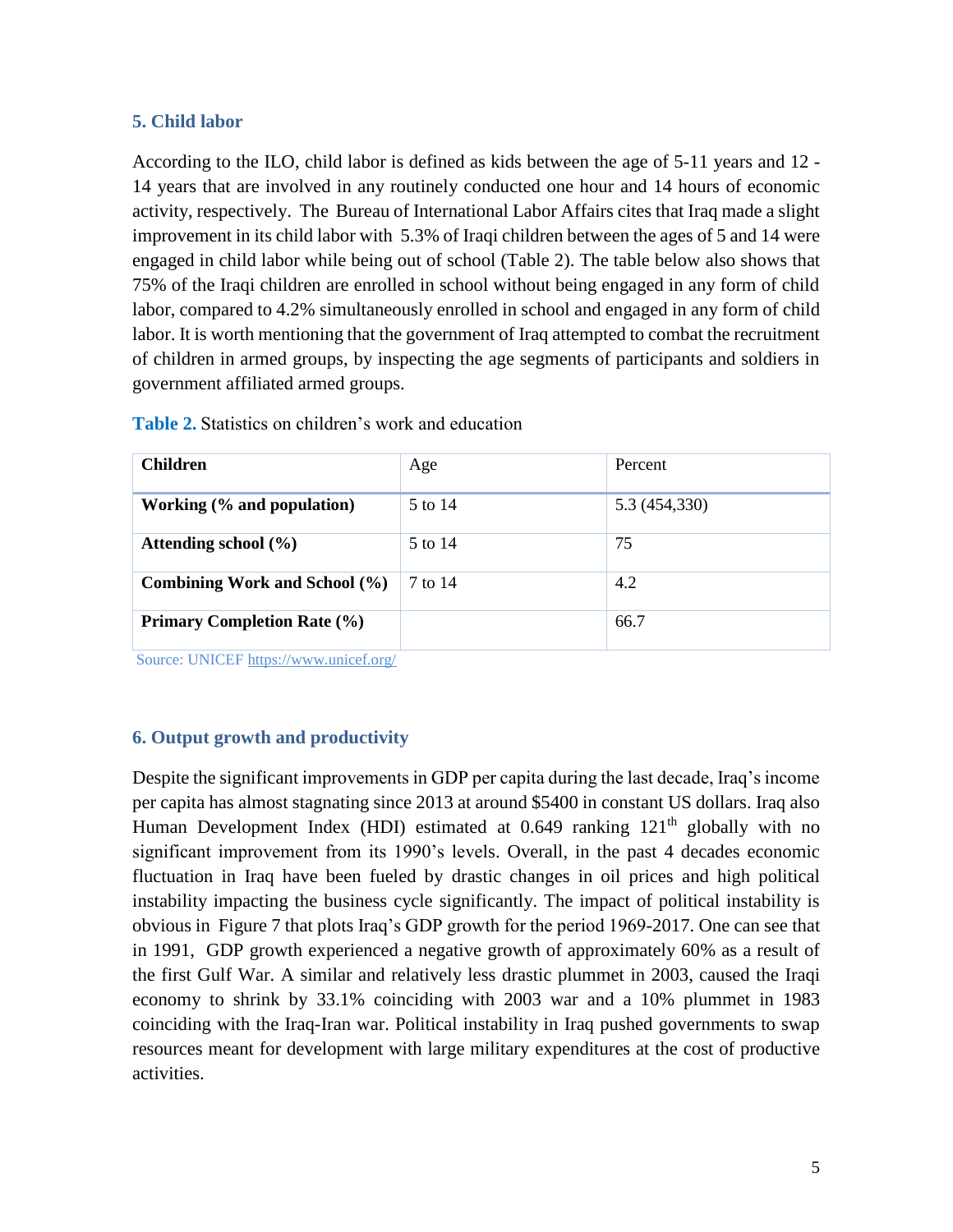## 5. Child labor

According to the ILO, child labor is defined as kids between the age of 5-11 years and 12 - 14 years that are involved in any routinely conducted one hour and 14 hours of economic activity, respectively. The Bureau of International Labor Affairs cites that Iraq made a slight improvement in its child labor with 5.3% of Iraqi children between the ages of 5 and 14 were engaged in child labor while being out of school (Table 2). The table below also shows that 75% of the Iraqi children are enrolled in school without being engaged in any form of child labor, compared to 4.2% simultaneously enrolled in school and engaged in any form of child labor. It is worth mentioning that the government of Iraq attempted to combat the recruitment of children in armed groups, by inspecting the age segments of participants and soldiers in government affiliated armed groups.

**Table 2.** Statistics on children's work and education

| Children | Age | Percent |
|---|---|---|
| **Working (% and population)** | 5 to 14 | 5.3 (454,330) |
| **Attending school (%)** | 5 to 14 | 75 |
| **Combining Work and School (%)** | 7 to 14 | 4.2 |
| **Primary Completion Rate (%)** | | 66.7 |

Source: UNICEF https://www.unicef.org/

## 6. Output growth and productivity

Despite the significant improvements in GDP per capita during the last decade, Iraq's income per capita has almost stagnating since 2013 at around $5400 in constant US dollars. Iraq also Human Development Index (HDI) estimated at 0.649 ranking 121$^{th}$ globally with no significant improvement from its 1990's levels. Overall, in the past 4 decades economic fluctuation in Iraq have been fueled by drastic changes in oil prices and high political instability impacting the business cycle significantly. The impact of political instability is obvious in Figure 7 that plots Iraq's GDP growth for the period 1969-2017. One can see that in 1991, GDP growth experienced a negative growth of approximately 60% as a result of the first Gulf War. A similar and relatively less drastic plummet in 2003, caused the Iraqi economy to shrink by 33.1% coinciding with 2003 war and a 10% plummet in 1983 coinciding with the Iraq-Iran war. Political instability in Iraq pushed governments to swap resources meant for development with large military expenditures at the cost of productive activities.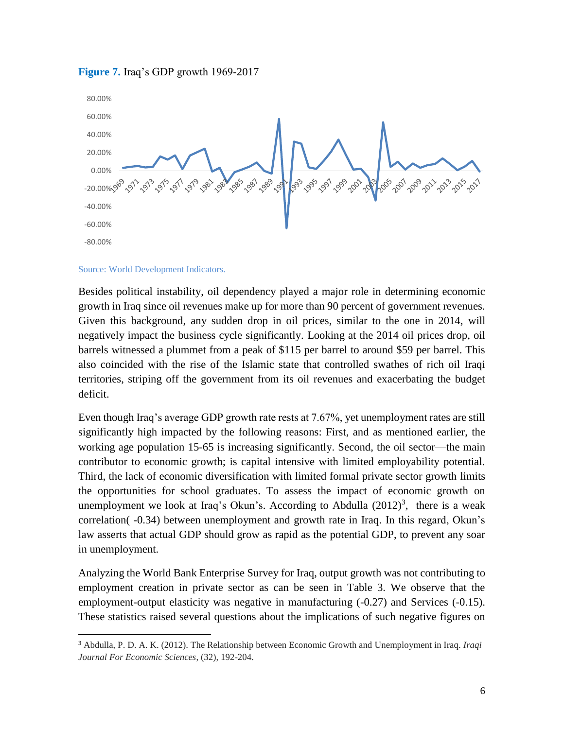**Figure 7.** Iraq's GDP growth 1969-2017

Source: World Development Indicators.

Besides political instability, oil dependency played a major role in determining economic growth in Iraq since oil revenues make up for more than 90 percent of government revenues. Given this background, any sudden drop in oil prices, similar to the one in 2014, will negatively impact the business cycle significantly. Looking at the 2014 oil prices drop, oil barrels witnessed a plummet from a peak of $115 per barrel to around $59 per barrel. This also coincided with the rise of the Islamic state that controlled swathes of rich oil Iraqi territories, striping off the government from its oil revenues and exacerbating the budget deficit.

Even though Iraq's average GDP growth rate rests at 7.67%, yet unemployment rates are still significantly high impacted by the following reasons: First, and as mentioned earlier, the working age population 15-65 is increasing significantly. Second, the oil sector—the main contributor to economic growth; is capital intensive with limited employability potential. Third, the lack of economic diversification with limited formal private sector growth limits the opportunities for school graduates. To assess the impact of economic growth on unemployment we look at Iraq's Okun's. According to Abdulla (2012)[3], there is a weak correlation( -0.34) between unemployment and growth rate in Iraq. In this regard, Okun's law asserts that actual GDP should grow as rapid as the potential GDP, to prevent any soar in unemployment.

Analyzing the World Bank Enterprise Survey for Iraq, output growth was not contributing to employment creation in private sector as can be seen in Table 3. We observe that the employment-output elasticity was negative in manufacturing (-0.27) and Services (-0.15). These statistics raised several questions about the implications of such negative figures on

---

[3] Abdulla, P. D. A. K. (2012). The Relationship between Economic Growth and Unemployment in Iraq. *Iraqi Journal For Economic Sciences*, (32), 192-204.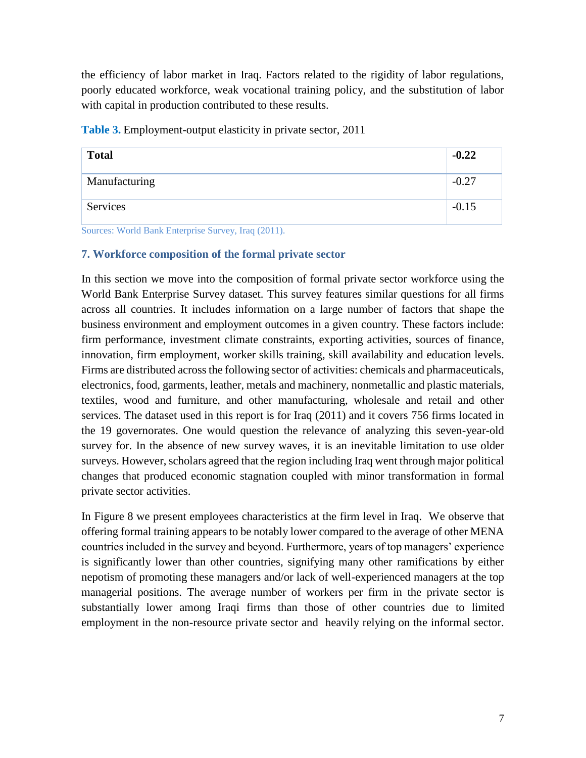the efficiency of labor market in Iraq. Factors related to the rigidity of labor regulations, poorly educated workforce, weak vocational training policy, and the substitution of labor with capital in production contributed to these results.

**Table 3.** Employment-output elasticity in private sector, 2011

| **Total** | **-0.22** |
|---|---|
| Manufacturing | -0.27 |
| Services | -0.15 |

Sources: World Bank Enterprise Survey, Iraq (2011).

## 7. Workforce composition of the formal private sector

In this section we move into the composition of formal private sector workforce using the World Bank Enterprise Survey dataset. This survey features similar questions for all firms across all countries. It includes information on a large number of factors that shape the business environment and employment outcomes in a given country. These factors include: firm performance, investment climate constraints, exporting activities, sources of finance, innovation, firm employment, worker skills training, skill availability and education levels. Firms are distributed across the following sector of activities: chemicals and pharmaceuticals, electronics, food, garments, leather, metals and machinery, nonmetallic and plastic materials, textiles, wood and furniture, and other manufacturing, wholesale and retail and other services. The dataset used in this report is for Iraq (2011) and it covers 756 firms located in the 19 governorates. One would question the relevance of analyzing this seven-year-old survey for. In the absence of new survey waves, it is an inevitable limitation to use older surveys. However, scholars agreed that the region including Iraq went through major political changes that produced economic stagnation coupled with minor transformation in formal private sector activities.

In Figure 8 we present employees characteristics at the firm level in Iraq. We observe that offering formal training appears to be notably lower compared to the average of other MENA countries included in the survey and beyond. Furthermore, years of top managers' experience is significantly lower than other countries, signifying many other ramifications by either nepotism of promoting these managers and/or lack of well-experienced managers at the top managerial positions. The average number of workers per firm in the private sector is substantially lower among Iraqi firms than those of other countries due to limited employment in the non-resource private sector and heavily relying on the informal sector.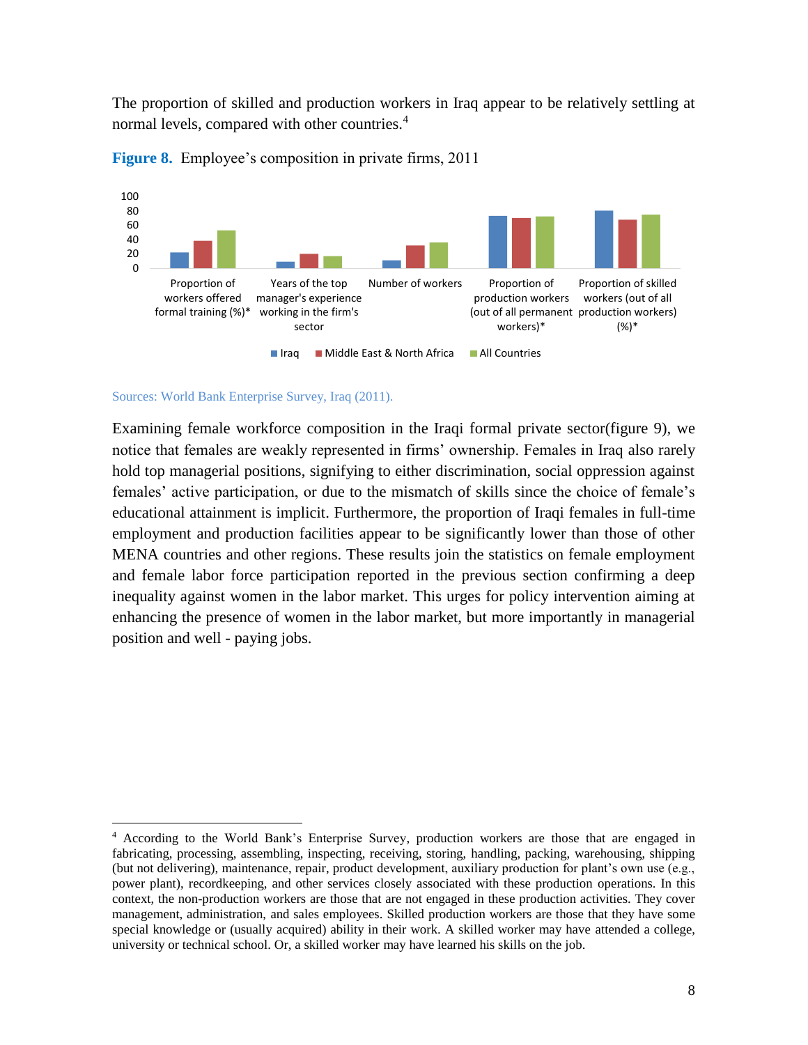The proportion of skilled and production workers in Iraq appear to be relatively settling at normal levels, compared with other countries.[4]

**Figure 8.** Employee's composition in private firms, 2011

Sources: World Bank Enterprise Survey, Iraq (2011).

Examining female workforce composition in the Iraqi formal private sector(figure 9), we notice that females are weakly represented in firms' ownership. Females in Iraq also rarely hold top managerial positions, signifying to either discrimination, social oppression against females' active participation, or due to the mismatch of skills since the choice of female's educational attainment is implicit. Furthermore, the proportion of Iraqi females in full-time employment and production facilities appear to be significantly lower than those of other MENA countries and other regions. These results join the statistics on female employment and female labor force participation reported in the previous section confirming a deep inequality against women in the labor market. This urges for policy intervention aiming at enhancing the presence of women in the labor market, but more importantly in managerial position and well - paying jobs.

---

[4] According to the World Bank's Enterprise Survey, production workers are those that are engaged in fabricating, processing, assembling, inspecting, receiving, storing, handling, packing, warehousing, shipping (but not delivering), maintenance, repair, product development, auxiliary production for plant's own use (e.g., power plant), recordkeeping, and other services closely associated with these production operations. In this context, the non-production workers are those that are not engaged in these production activities. They cover management, administration, and sales employees. Skilled production workers are those that they have some special knowledge or (usually acquired) ability in their work. A skilled worker may have attended a college, university or technical school. Or, a skilled worker may have learned his skills on the job.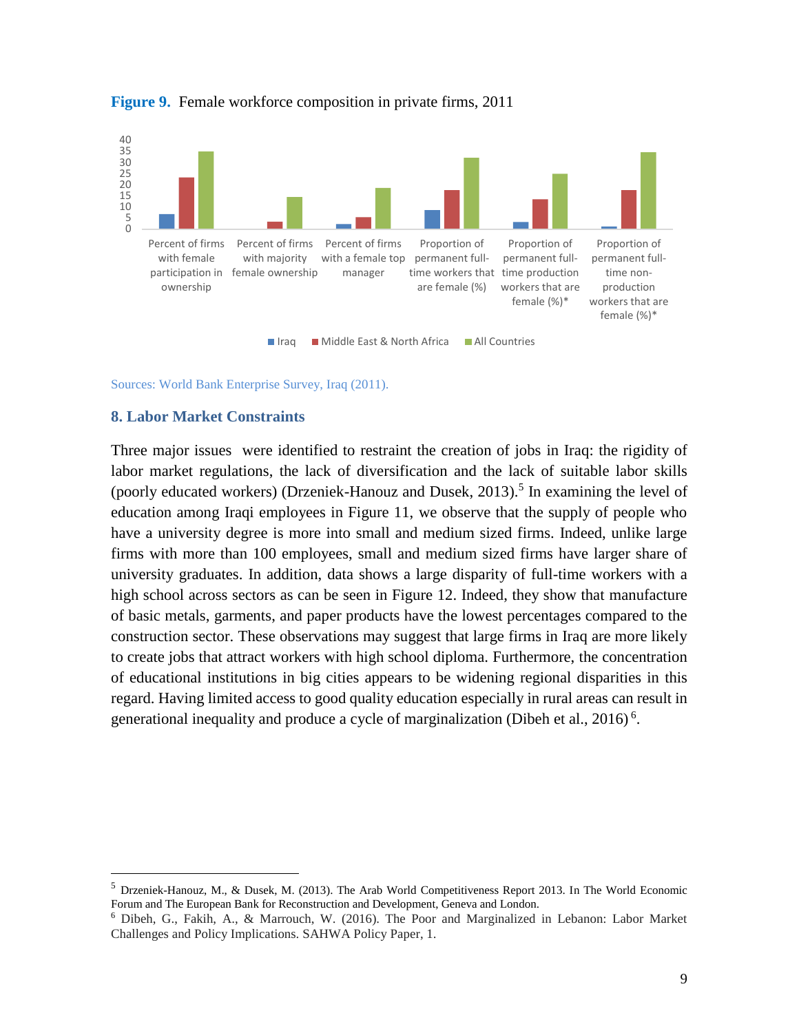**Figure 9.** Female workforce composition in private firms, 2011

Sources: World Bank Enterprise Survey, Iraq (2011).

## 8. Labor Market Constraints

Three major issues were identified to restraint the creation of jobs in Iraq: the rigidity of labor market regulations, the lack of diversification and the lack of suitable labor skills (poorly educated workers) (Drzeniek-Hanouz and Dusek, 2013).[5] In examining the level of education among Iraqi employees in Figure 11, we observe that the supply of people who have a university degree is more into small and medium sized firms. Indeed, unlike large firms with more than 100 employees, small and medium sized firms have larger share of university graduates. In addition, data shows a large disparity of full-time workers with a high school across sectors as can be seen in Figure 12. Indeed, they show that manufacture of basic metals, garments, and paper products have the lowest percentages compared to the construction sector. These observations may suggest that large firms in Iraq are more likely to create jobs that attract workers with high school diploma. Furthermore, the concentration of educational institutions in big cities appears to be widening regional disparities in this regard. Having limited access to good quality education especially in rural areas can result in generational inequality and produce a cycle of marginalization (Dibeh et al., 2016) [6].

---

[5] Drzeniek-Hanouz, M., & Dusek, M. (2013). The Arab World Competitiveness Report 2013. In The World Economic Forum and The European Bank for Reconstruction and Development, Geneva and London.

[6] Dibeh, G., Fakih, A., & Marrouch, W. (2016). The Poor and Marginalized in Lebanon: Labor Market Challenges and Policy Implications. SAHWA Policy Paper, 1.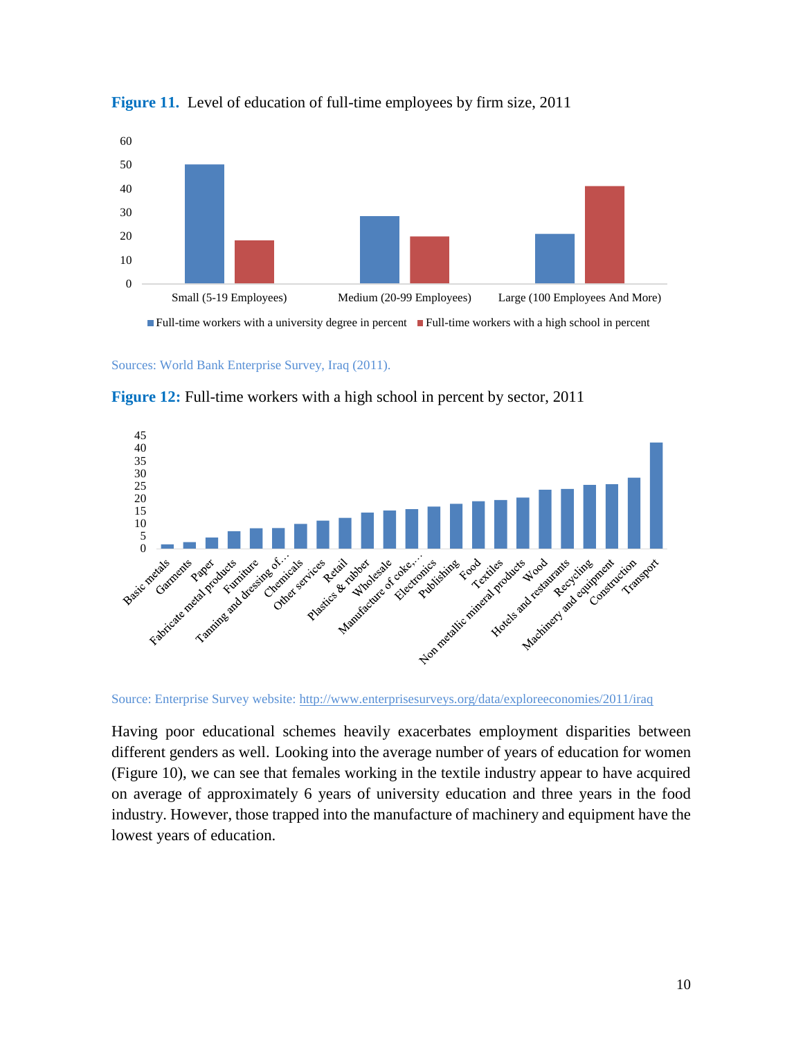**Figure 11.** Level of education of full-time employees by firm size, 2011

Sources: World Bank Enterprise Survey, Iraq (2011).

**Figure 12:** Full-time workers with a high school in percent by sector, 2011

Source: Enterprise Survey website: http://www.enterprisesurveys.org/data/exploreeconomies/2011/iraq

Having poor educational schemes heavily exacerbates employment disparities between different genders as well. Looking into the average number of years of education for women (Figure 10), we can see that females working in the textile industry appear to have acquired on average of approximately 6 years of university education and three years in the food industry. However, those trapped into the manufacture of machinery and equipment have the lowest years of education.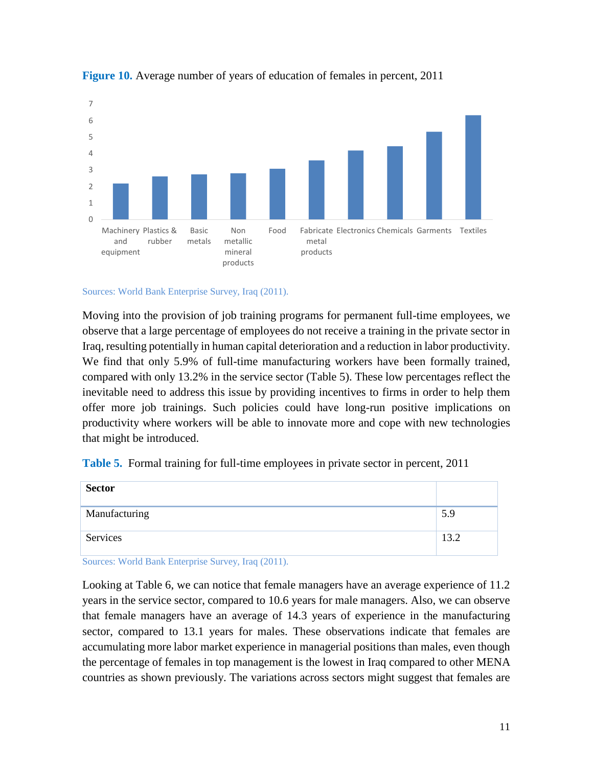**Figure 10.** Average number of years of education of females in percent, 2011

Sources: World Bank Enterprise Survey, Iraq (2011).

Moving into the provision of job training programs for permanent full-time employees, we observe that a large percentage of employees do not receive a training in the private sector in Iraq, resulting potentially in human capital deterioration and a reduction in labor productivity. We find that only 5.9% of full-time manufacturing workers have been formally trained, compared with only 13.2% in the service sector (Table 5). These low percentages reflect the inevitable need to address this issue by providing incentives to firms in order to help them offer more job trainings. Such policies could have long-run positive implications on productivity where workers will be able to innovate more and cope with new technologies that might be introduced.

**Table 5.** Formal training for full-time employees in private sector in percent, 2011

| Sector | |
|---|---|
| Manufacturing | 5.9 |
| Services | 13.2 |

Sources: World Bank Enterprise Survey, Iraq (2011).

Looking at Table 6, we can notice that female managers have an average experience of 11.2 years in the service sector, compared to 10.6 years for male managers. Also, we can observe that female managers have an average of 14.3 years of experience in the manufacturing sector, compared to 13.1 years for males. These observations indicate that females are accumulating more labor market experience in managerial positions than males, even though the percentage of females in top management is the lowest in Iraq compared to other MENA countries as shown previously. The variations across sectors might suggest that females are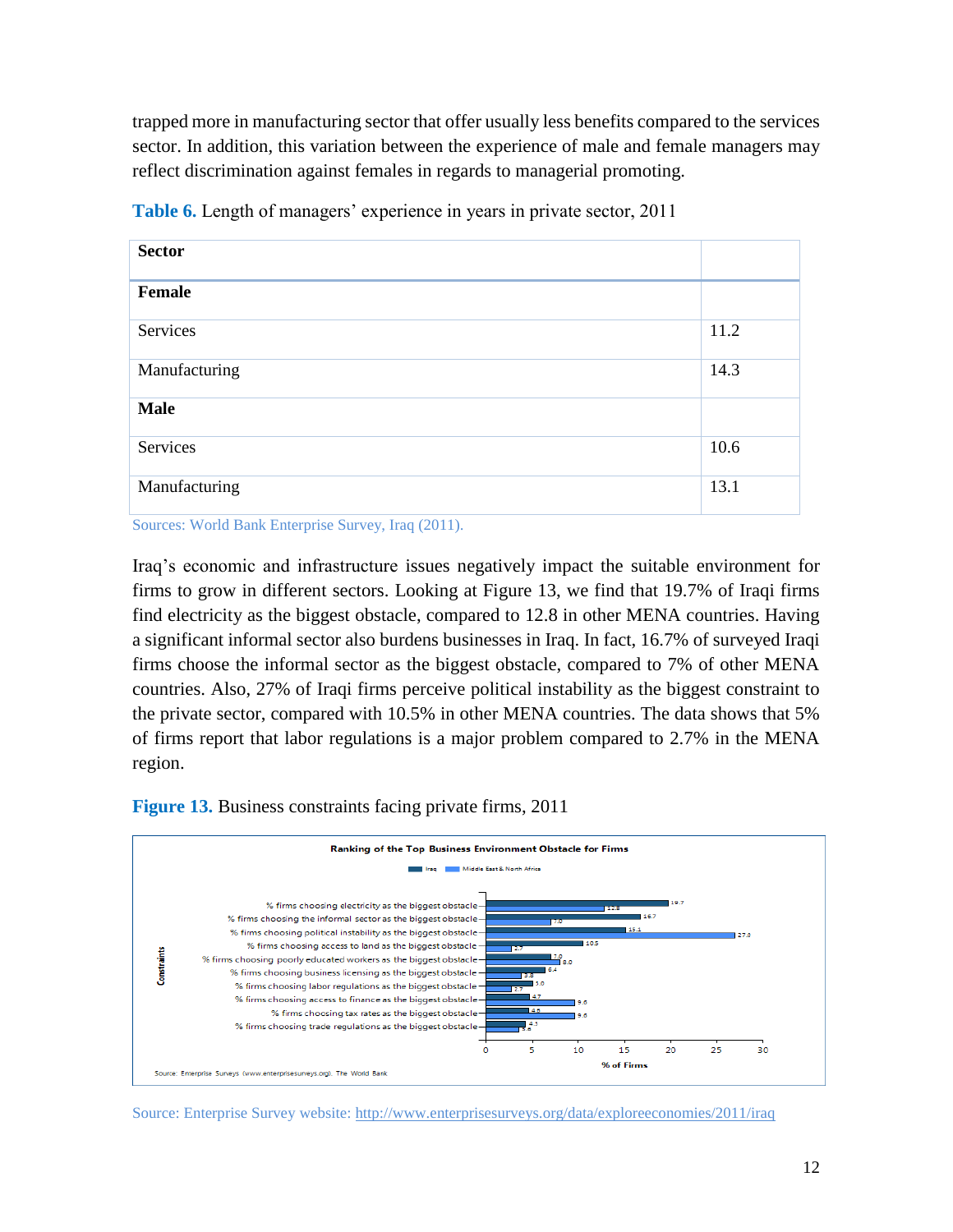trapped more in manufacturing sector that offer usually less benefits compared to the services sector. In addition, this variation between the experience of male and female managers may reflect discrimination against females in regards to managerial promoting.

**Table 6.** Length of managers' experience in years in private sector, 2011

| Sector | |
|---|---|
| **Female** | |
| Services | 11.2 |
| Manufacturing | 14.3 |
| **Male** | |
| Services | 10.6 |
| Manufacturing | 13.1 |

Sources: World Bank Enterprise Survey, Iraq (2011).

Iraq's economic and infrastructure issues negatively impact the suitable environment for firms to grow in different sectors. Looking at Figure 13, we find that 19.7% of Iraqi firms find electricity as the biggest obstacle, compared to 12.8 in other MENA countries. Having a significant informal sector also burdens businesses in Iraq. In fact, 16.7% of surveyed Iraqi firms choose the informal sector as the biggest obstacle, compared to 7% of other MENA countries. Also, 27% of Iraqi firms perceive political instability as the biggest constraint to the private sector, compared with 10.5% in other MENA countries. The data shows that 5% of firms report that labor regulations is a major problem compared to 2.7% in the MENA region.

**Figure 13.** Business constraints facing private firms, 2011

Ranking of the Top Business Environment Obstacle for Firms

| Constraints | Iraq | Middle East & North Africa |
|---|---|---|
| % firms choosing electricity as the biggest obstacle | 19.7 | 12.8 |
| % firms choosing the informal sector as the biggest obstacle | 16.7 | 7.0 |
| % firms choosing political instability as the biggest obstacle | 15.1 | 27.0 |
| % firms choosing access to land as the biggest obstacle | 10.5 | 2.7 |
| % firms choosing poorly educated workers as the biggest obstacle | 7.0 | 8.0 |
| % firms choosing business licensing as the biggest obstacle | 6.4 | 3.8 |
| % firms choosing labor regulations as the biggest obstacle | 5.0 | 2.7 |
| % firms choosing access to finance as the biggest obstacle | 4.7 | 9.6 |
| % firms choosing tax rates as the biggest obstacle | 4.6 | 9.6 |
| % firms choosing trade regulations as the biggest obstacle | 4.3 | 3.6 |

% of Firms

Source: Enterprise Surveys (www.enterprisesurveys.org). The World Bank

Source: Enterprise Survey website: http://www.enterprisesurveys.org/data/exploreeconomies/2011/iraq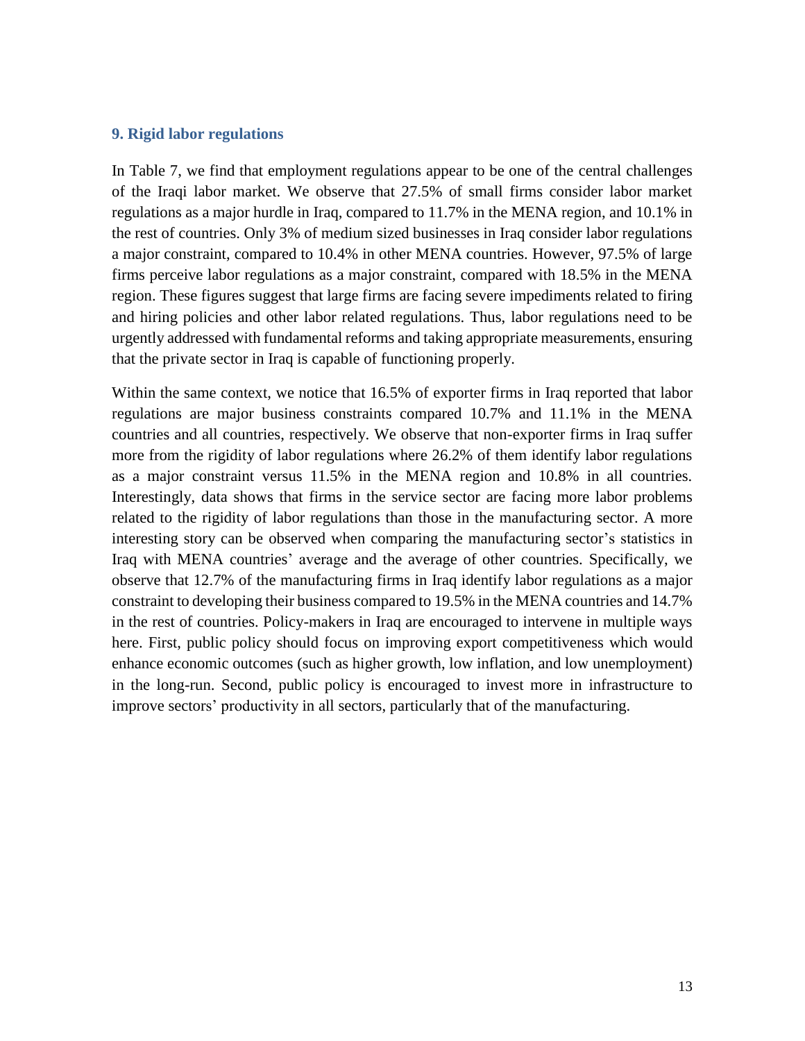### 9. Rigid labor regulations

In Table 7, we find that employment regulations appear to be one of the central challenges of the Iraqi labor market. We observe that 27.5% of small firms consider labor market regulations as a major hurdle in Iraq, compared to 11.7% in the MENA region, and 10.1% in the rest of countries. Only 3% of medium sized businesses in Iraq consider labor regulations a major constraint, compared to 10.4% in other MENA countries. However, 97.5% of large firms perceive labor regulations as a major constraint, compared with 18.5% in the MENA region. These figures suggest that large firms are facing severe impediments related to firing and hiring policies and other labor related regulations. Thus, labor regulations need to be urgently addressed with fundamental reforms and taking appropriate measurements, ensuring that the private sector in Iraq is capable of functioning properly.

Within the same context, we notice that 16.5% of exporter firms in Iraq reported that labor regulations are major business constraints compared 10.7% and 11.1% in the MENA countries and all countries, respectively. We observe that non-exporter firms in Iraq suffer more from the rigidity of labor regulations where 26.2% of them identify labor regulations as a major constraint versus 11.5% in the MENA region and 10.8% in all countries. Interestingly, data shows that firms in the service sector are facing more labor problems related to the rigidity of labor regulations than those in the manufacturing sector. A more interesting story can be observed when comparing the manufacturing sector's statistics in Iraq with MENA countries' average and the average of other countries. Specifically, we observe that 12.7% of the manufacturing firms in Iraq identify labor regulations as a major constraint to developing their business compared to 19.5% in the MENA countries and 14.7% in the rest of countries. Policy-makers in Iraq are encouraged to intervene in multiple ways here. First, public policy should focus on improving export competitiveness which would enhance economic outcomes (such as higher growth, low inflation, and low unemployment) in the long-run. Second, public policy is encouraged to invest more in infrastructure to improve sectors' productivity in all sectors, particularly that of the manufacturing.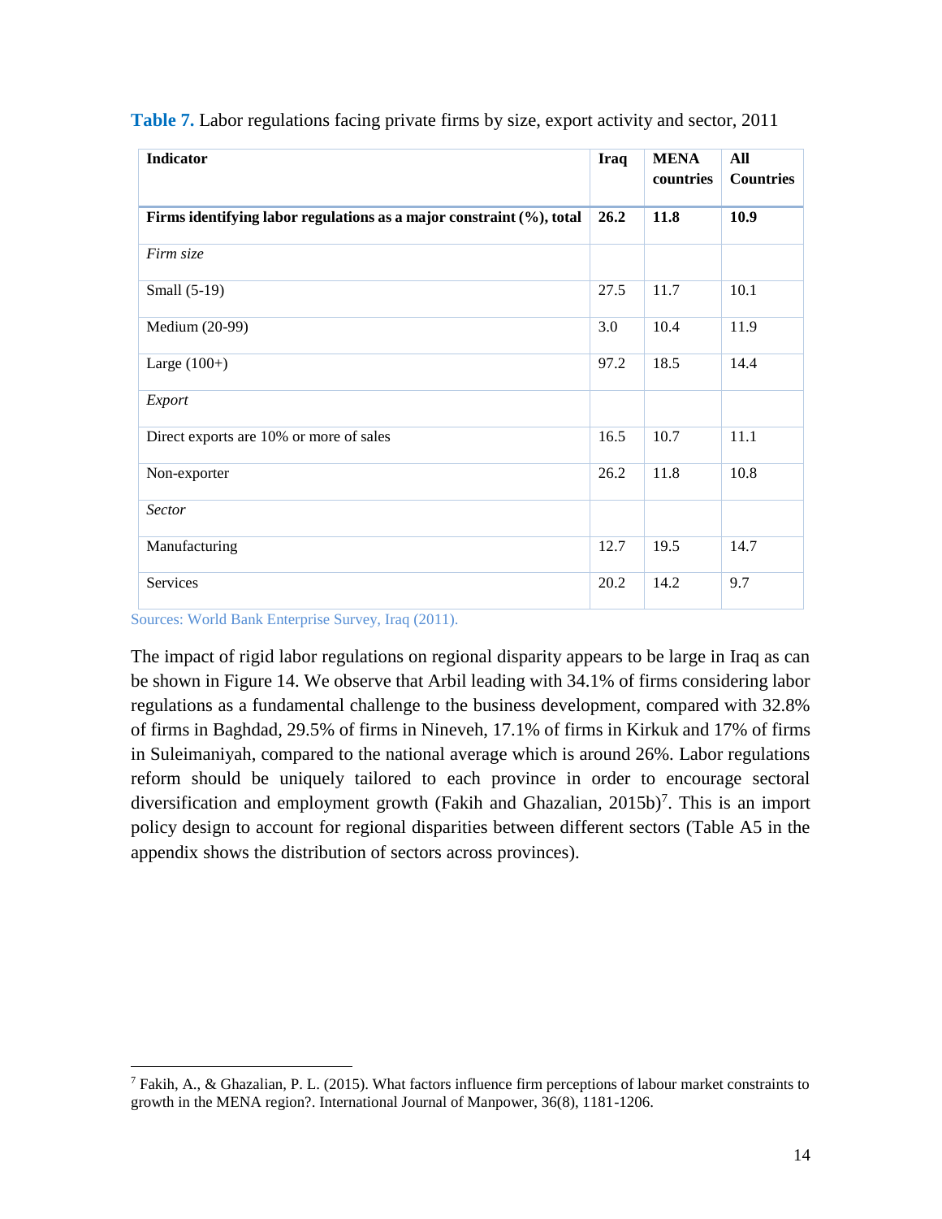**Table 7.** Labor regulations facing private firms by size, export activity and sector, 2011

| Indicator | Iraq | MENA countries | All Countries |
|---|---|---|---|
| **Firms identifying labor regulations as a major constraint (%), total** | **26.2** | **11.8** | **10.9** |
| *Firm size* | | | |
| Small (5-19) | 27.5 | 11.7 | 10.1 |
| Medium (20-99) | 3.0 | 10.4 | 11.9 |
| Large (100+) | 97.2 | 18.5 | 14.4 |
| *Export* | | | |
| Direct exports are 10% or more of sales | 16.5 | 10.7 | 11.1 |
| Non-exporter | 26.2 | 11.8 | 10.8 |
| *Sector* | | | |
| Manufacturing | 12.7 | 19.5 | 14.7 |
| Services | 20.2 | 14.2 | 9.7 |

Sources: World Bank Enterprise Survey, Iraq (2011).

The impact of rigid labor regulations on regional disparity appears to be large in Iraq as can be shown in Figure 14. We observe that Arbil leading with 34.1% of firms considering labor regulations as a fundamental challenge to the business development, compared with 32.8% of firms in Baghdad, 29.5% of firms in Nineveh, 17.1% of firms in Kirkuk and 17% of firms in Suleimaniyah, compared to the national average which is around 26%. Labor regulations reform should be uniquely tailored to each province in order to encourage sectoral diversification and employment growth (Fakih and Ghazalian, 2015b)[7]. This is an import policy design to account for regional disparities between different sectors (Table A5 in the appendix shows the distribution of sectors across provinces).

[7] Fakih, A., & Ghazalian, P. L. (2015). What factors influence firm perceptions of labour market constraints to growth in the MENA region?. International Journal of Manpower, 36(8), 1181-1206.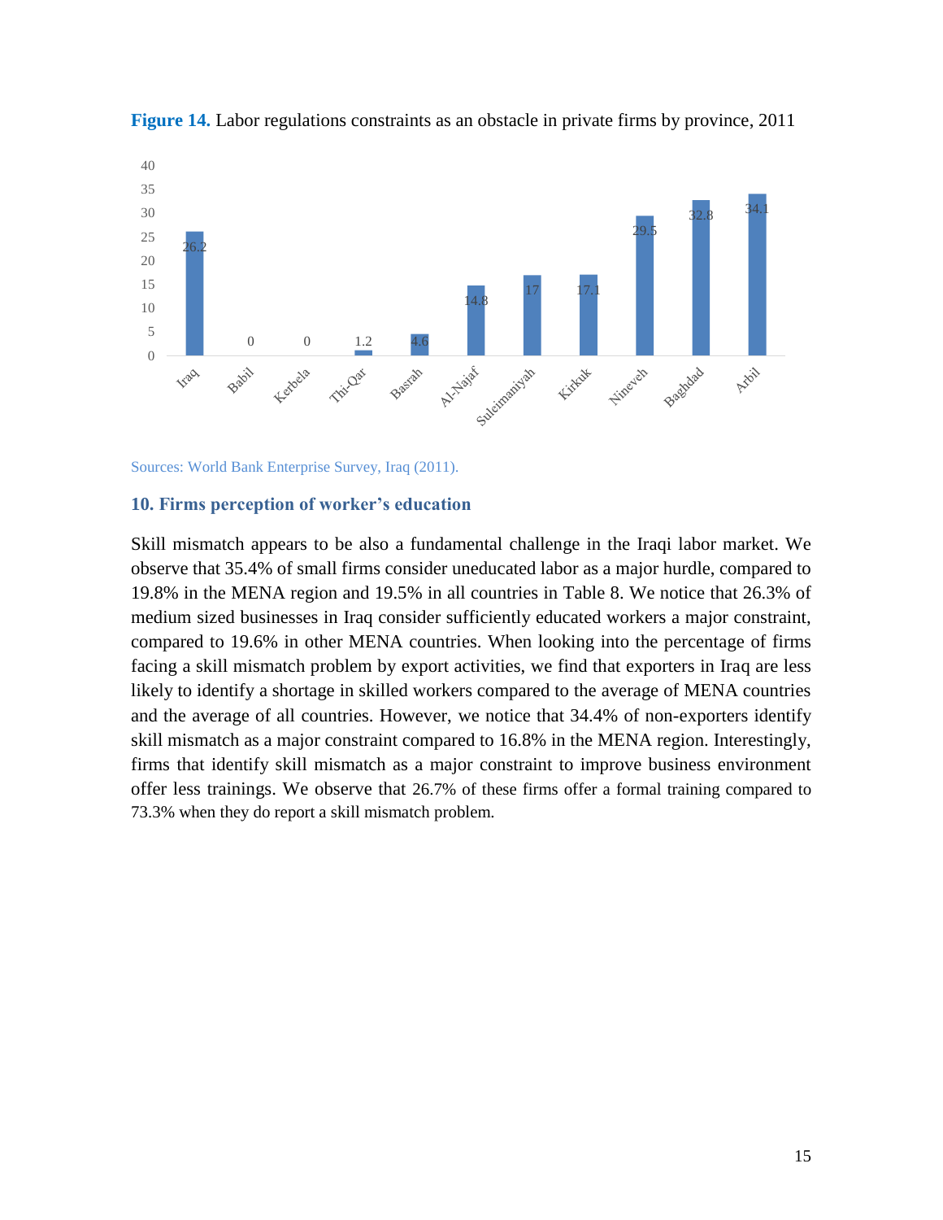**Figure 14.** Labor regulations constraints as an obstacle in private firms by province, 2011

| Province | Value |
|---|---|
| Iraq | 26.2 |
| Babil | 0 |
| Kerbela | 0 |
| Thi-Qar | 1.2 |
| Basrah | 4.6 |
| Al-Najaf | 14.8 |
| Suleimaniyah | 17 |
| Kirkuk | 17.1 |
| Nineveh | 29.5 |
| Baghdad | 32.8 |
| Arbil | 34.1 |

Sources: World Bank Enterprise Survey, Iraq (2011).

## 10. Firms perception of worker's education

Skill mismatch appears to be also a fundamental challenge in the Iraqi labor market. We observe that 35.4% of small firms consider uneducated labor as a major hurdle, compared to 19.8% in the MENA region and 19.5% in all countries in Table 8. We notice that 26.3% of medium sized businesses in Iraq consider sufficiently educated workers a major constraint, compared to 19.6% in other MENA countries. When looking into the percentage of firms facing a skill mismatch problem by export activities, we find that exporters in Iraq are less likely to identify a shortage in skilled workers compared to the average of MENA countries and the average of all countries. However, we notice that 34.4% of non-exporters identify skill mismatch as a major constraint compared to 16.8% in the MENA region. Interestingly, firms that identify skill mismatch as a major constraint to improve business environment offer less trainings. We observe that 26.7% of these firms offer a formal training compared to 73.3% when they do report a skill mismatch problem.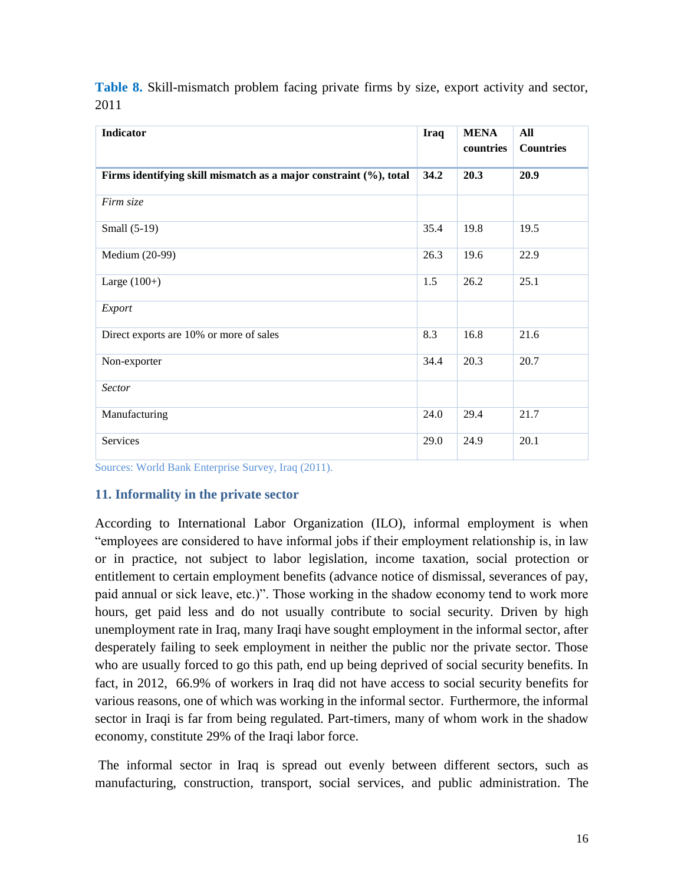**Table 8.** Skill-mismatch problem facing private firms by size, export activity and sector, 2011

| Indicator | Iraq | MENA countries | All Countries |
|---|---|---|---|
| **Firms identifying skill mismatch as a major constraint (%), total** | **34.2** | **20.3** | **20.9** |
| *Firm size* | | | |
| Small (5-19) | 35.4 | 19.8 | 19.5 |
| Medium (20-99) | 26.3 | 19.6 | 22.9 |
| Large (100+) | 1.5 | 26.2 | 25.1 |
| *Export* | | | |
| Direct exports are 10% or more of sales | 8.3 | 16.8 | 21.6 |
| Non-exporter | 34.4 | 20.3 | 20.7 |
| *Sector* | | | |
| Manufacturing | 24.0 | 29.4 | 21.7 |
| Services | 29.0 | 24.9 | 20.1 |

Sources: World Bank Enterprise Survey, Iraq (2011).

## 11. Informality in the private sector

According to International Labor Organization (ILO), informal employment is when "employees are considered to have informal jobs if their employment relationship is, in law or in practice, not subject to labor legislation, income taxation, social protection or entitlement to certain employment benefits (advance notice of dismissal, severances of pay, paid annual or sick leave, etc.)". Those working in the shadow economy tend to work more hours, get paid less and do not usually contribute to social security. Driven by high unemployment rate in Iraq, many Iraqi have sought employment in the informal sector, after desperately failing to seek employment in neither the public nor the private sector. Those who are usually forced to go this path, end up being deprived of social security benefits. In fact, in 2012, 66.9% of workers in Iraq did not have access to social security benefits for various reasons, one of which was working in the informal sector. Furthermore, the informal sector in Iraqi is far from being regulated. Part-timers, many of whom work in the shadow economy, constitute 29% of the Iraqi labor force.

The informal sector in Iraq is spread out evenly between different sectors, such as manufacturing, construction, transport, social services, and public administration. The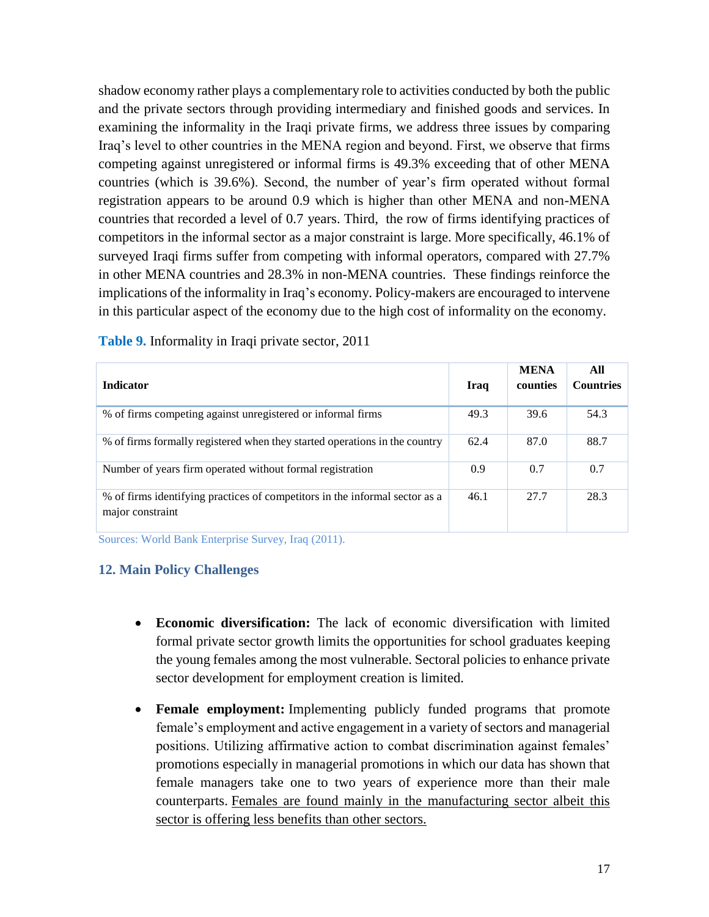shadow economy rather plays a complementary role to activities conducted by both the public and the private sectors through providing intermediary and finished goods and services. In examining the informality in the Iraqi private firms, we address three issues by comparing Iraq's level to other countries in the MENA region and beyond. First, we observe that firms competing against unregistered or informal firms is 49.3% exceeding that of other MENA countries (which is 39.6%). Second, the number of year's firm operated without formal registration appears to be around 0.9 which is higher than other MENA and non-MENA countries that recorded a level of 0.7 years. Third, the row of firms identifying practices of competitors in the informal sector as a major constraint is large. More specifically, 46.1% of surveyed Iraqi firms suffer from competing with informal operators, compared with 27.7% in other MENA countries and 28.3% in non-MENA countries. These findings reinforce the implications of the informality in Iraq's economy. Policy-makers are encouraged to intervene in this particular aspect of the economy due to the high cost of informality on the economy.

**Table 9.** Informality in Iraqi private sector, 2011

| Indicator | Iraq | MENA counties | All Countries |
|---|---|---|---|
| % of firms competing against unregistered or informal firms | 49.3 | 39.6 | 54.3 |
| % of firms formally registered when they started operations in the country | 62.4 | 87.0 | 88.7 |
| Number of years firm operated without formal registration | 0.9 | 0.7 | 0.7 |
| % of firms identifying practices of competitors in the informal sector as a major constraint | 46.1 | 27.7 | 28.3 |

Sources: World Bank Enterprise Survey, Iraq (2011).

## 12. Main Policy Challenges

- **Economic diversification:** The lack of economic diversification with limited formal private sector growth limits the opportunities for school graduates keeping the young females among the most vulnerable. Sectoral policies to enhance private sector development for employment creation is limited.

- **Female employment:** Implementing publicly funded programs that promote female's employment and active engagement in a variety of sectors and managerial positions. Utilizing affirmative action to combat discrimination against females' promotions especially in managerial promotions in which our data has shown that female managers take one to two years of experience more than their male counterparts. <u>Females are found mainly in the manufacturing sector albeit this sector is offering less benefits than other sectors.</u>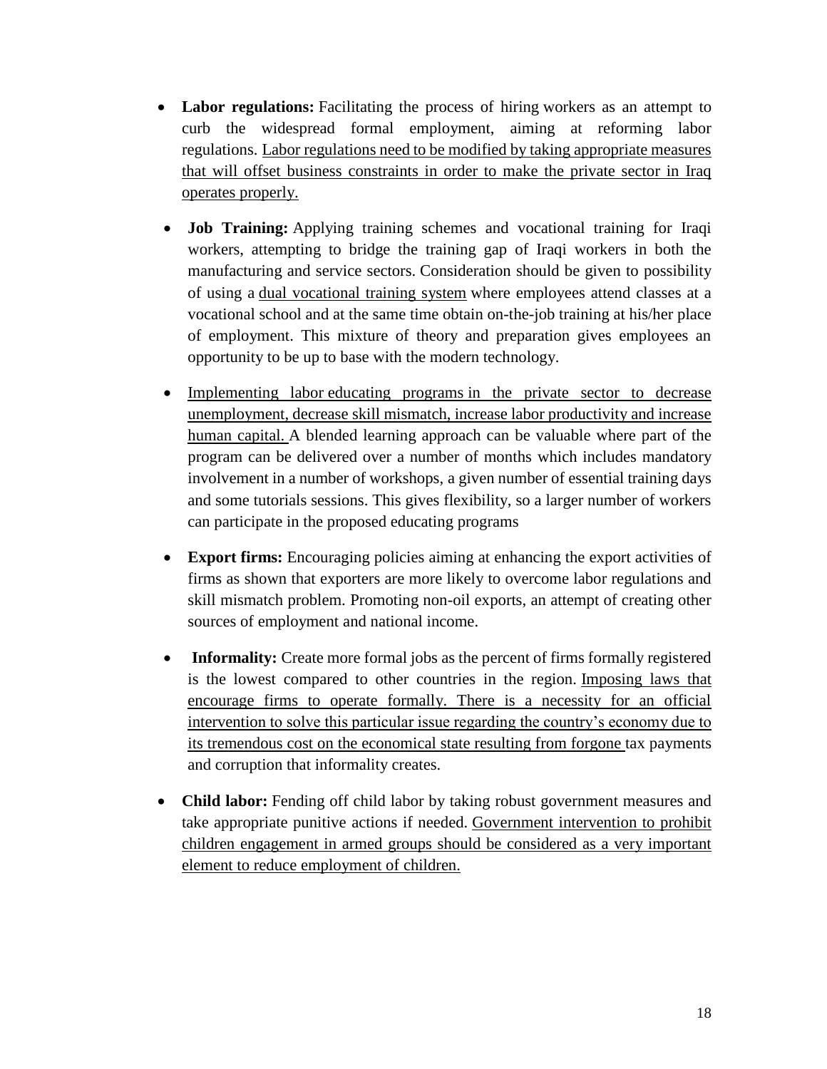- **Labor regulations:** Facilitating the process of hiring workers as an attempt to curb the widespread formal employment, aiming at reforming labor regulations. <u>Labor regulations need to be modified by taking appropriate measures that will offset business constraints in order to make the private sector in Iraq operates properly.</u>
- **Job Training:** Applying training schemes and vocational training for Iraqi workers, attempting to bridge the training gap of Iraqi workers in both the manufacturing and service sectors. Consideration should be given to possibility of using a <u>dual vocational training system</u> where employees attend classes at a vocational school and at the same time obtain on-the-job training at his/her place of employment. This mixture of theory and preparation gives employees an opportunity to be up to base with the modern technology.
- <u>Implementing labor educating programs in the private sector to decrease unemployment, decrease skill mismatch, increase labor productivity and increase human capital.</u> A blended learning approach can be valuable where part of the program can be delivered over a number of months which includes mandatory involvement in a number of workshops, a given number of essential training days and some tutorials sessions. This gives flexibility, so a larger number of workers can participate in the proposed educating programs
- **Export firms:** Encouraging policies aiming at enhancing the export activities of firms as shown that exporters are more likely to overcome labor regulations and skill mismatch problem. Promoting non-oil exports, an attempt of creating other sources of employment and national income.
- **Informality:** Create more formal jobs as the percent of firms formally registered is the lowest compared to other countries in the region. <u>Imposing laws that encourage firms to operate formally. There is a necessity for an official intervention to solve this particular issue regarding the country's economy due to its tremendous cost on the economical state resulting from forgone</u> tax payments and corruption that informality creates.
- **Child labor:** Fending off child labor by taking robust government measures and take appropriate punitive actions if needed. <u>Government intervention to prohibit children engagement in armed groups should be considered as a very important element to reduce employment of children.</u>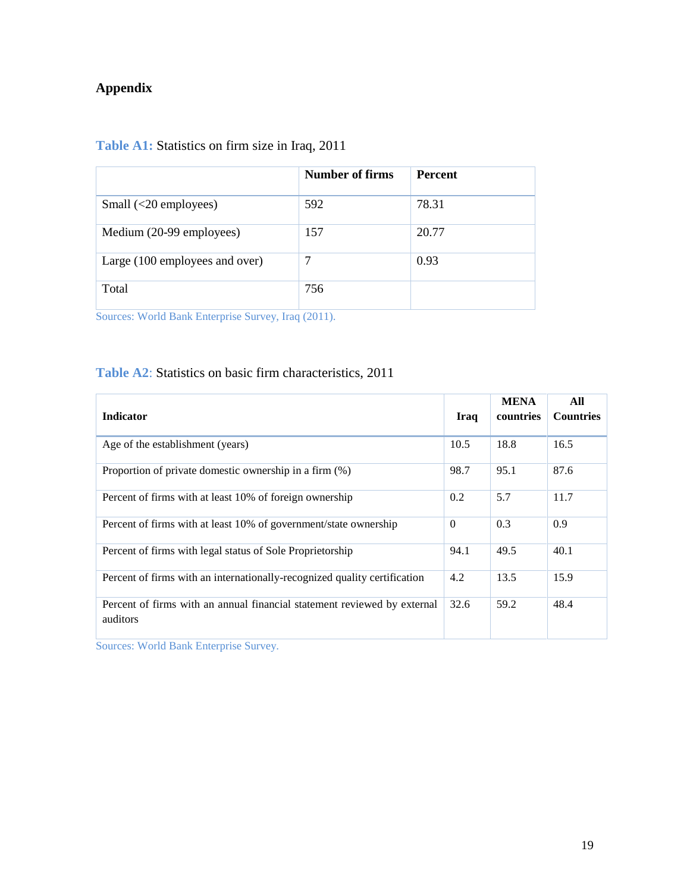## Appendix

**Table A1:** Statistics on firm size in Iraq, 2011

| | Number of firms | Percent |
|---|---|---|
| Small (<20 employees) | 592 | 78.31 |
| Medium (20-99 employees) | 157 | 20.77 |
| Large (100 employees and over) | 7 | 0.93 |
| Total | 756 | |

Sources: World Bank Enterprise Survey, Iraq (2011).

**Table A2**: Statistics on basic firm characteristics, 2011

| Indicator | Iraq | MENA countries | All Countries |
|---|---|---|---|
| Age of the establishment (years) | 10.5 | 18.8 | 16.5 |
| Proportion of private domestic ownership in a firm (%) | 98.7 | 95.1 | 87.6 |
| Percent of firms with at least 10% of foreign ownership | 0.2 | 5.7 | 11.7 |
| Percent of firms with at least 10% of government/state ownership | 0 | 0.3 | 0.9 |
| Percent of firms with legal status of Sole Proprietorship | 94.1 | 49.5 | 40.1 |
| Percent of firms with an internationally-recognized quality certification | 4.2 | 13.5 | 15.9 |
| Percent of firms with an annual financial statement reviewed by external auditors | 32.6 | 59.2 | 48.4 |

Sources: World Bank Enterprise Survey.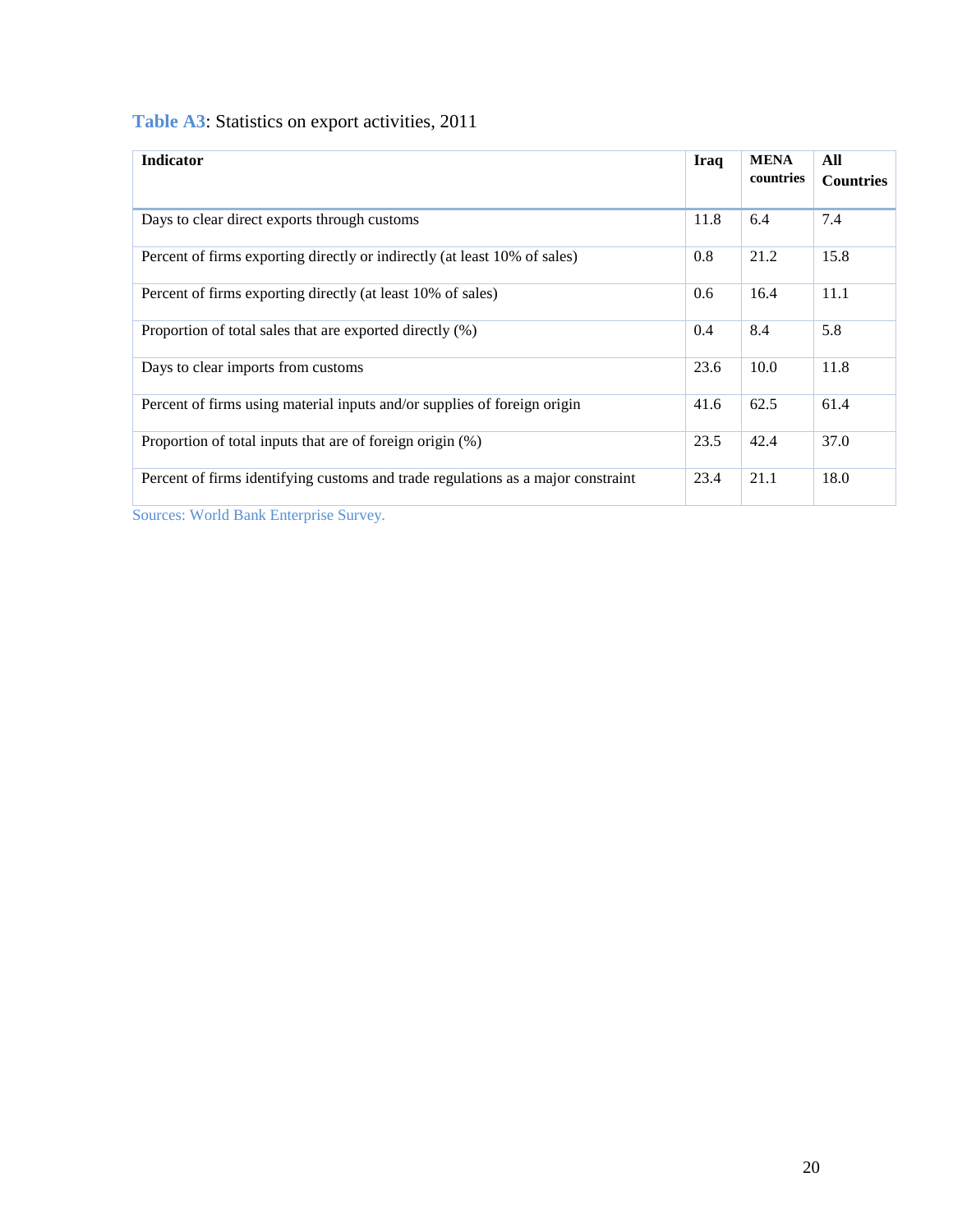**Table A3**: Statistics on export activities, 2011

| Indicator | Iraq | MENA countries | All Countries |
|---|---|---|---|
| Days to clear direct exports through customs | 11.8 | 6.4 | 7.4 |
| Percent of firms exporting directly or indirectly (at least 10% of sales) | 0.8 | 21.2 | 15.8 |
| Percent of firms exporting directly (at least 10% of sales) | 0.6 | 16.4 | 11.1 |
| Proportion of total sales that are exported directly (%) | 0.4 | 8.4 | 5.8 |
| Days to clear imports from customs | 23.6 | 10.0 | 11.8 |
| Percent of firms using material inputs and/or supplies of foreign origin | 41.6 | 62.5 | 61.4 |
| Proportion of total inputs that are of foreign origin (%) | 23.5 | 42.4 | 37.0 |
| Percent of firms identifying customs and trade regulations as a major constraint | 23.4 | 21.1 | 18.0 |

Sources: World Bank Enterprise Survey.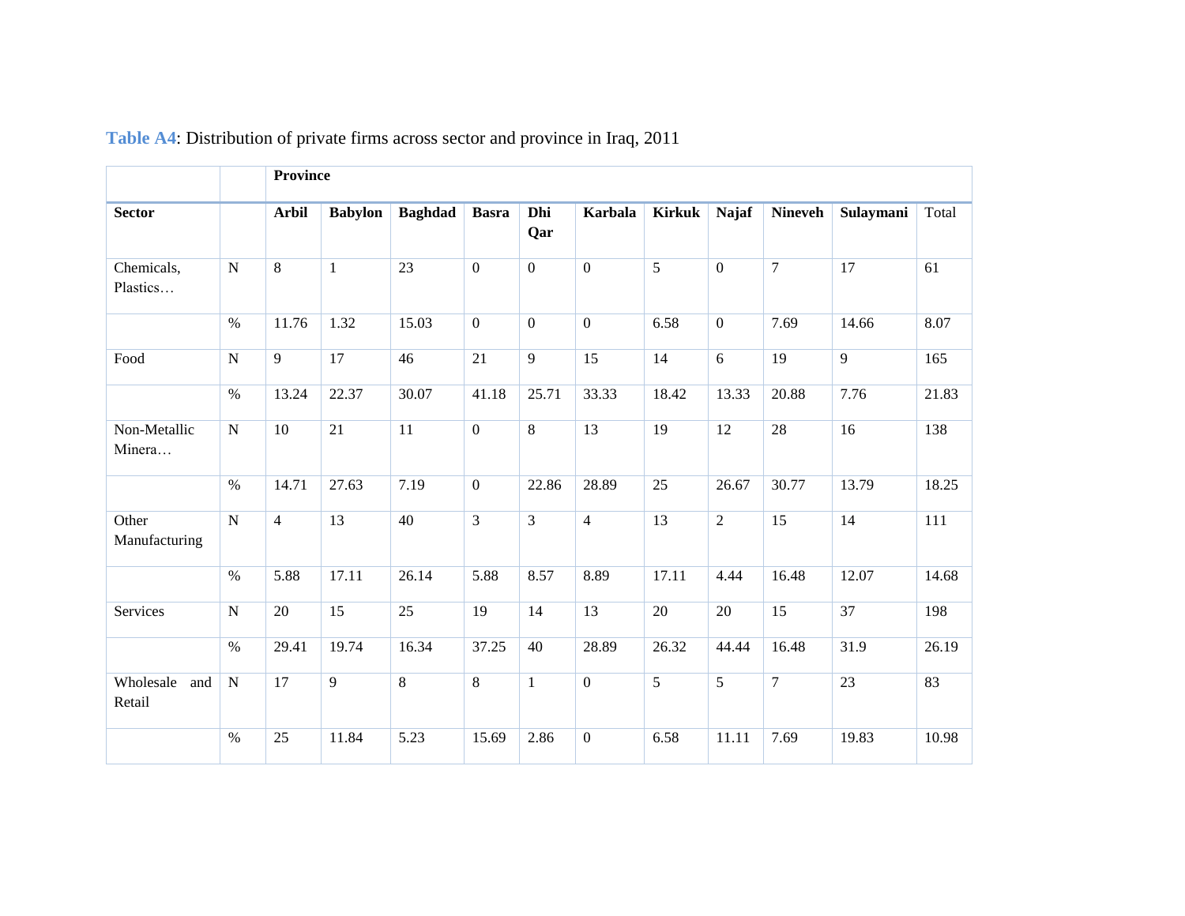**Table A4**: Distribution of private firms across sector and province in Iraq, 2011

| | | Province | | | | | | | | | | |
|---|---|---|---|---|---|---|---|---|---|---|---|---|
| **Sector** | | **Arbil** | **Babylon** | **Baghdad** | **Basra** | **Dhi Qar** | **Karbala** | **Kirkuk** | **Najaf** | **Nineveh** | **Sulaymani** | Total |
| Chemicals, Plastics… | N | 8 | 1 | 23 | 0 | 0 | 0 | 5 | 0 | 7 | 17 | 61 |
| | % | 11.76 | 1.32 | 15.03 | 0 | 0 | 0 | 6.58 | 0 | 7.69 | 14.66 | 8.07 |
| Food | N | 9 | 17 | 46 | 21 | 9 | 15 | 14 | 6 | 19 | 9 | 165 |
| | % | 13.24 | 22.37 | 30.07 | 41.18 | 25.71 | 33.33 | 18.42 | 13.33 | 20.88 | 7.76 | 21.83 |
| Non-Metallic Minera… | N | 10 | 21 | 11 | 0 | 8 | 13 | 19 | 12 | 28 | 16 | 138 |
| | % | 14.71 | 27.63 | 7.19 | 0 | 22.86 | 28.89 | 25 | 26.67 | 30.77 | 13.79 | 18.25 |
| Other Manufacturing | N | 4 | 13 | 40 | 3 | 3 | 4 | 13 | 2 | 15 | 14 | 111 |
| | % | 5.88 | 17.11 | 26.14 | 5.88 | 8.57 | 8.89 | 17.11 | 4.44 | 16.48 | 12.07 | 14.68 |
| Services | N | 20 | 15 | 25 | 19 | 14 | 13 | 20 | 20 | 15 | 37 | 198 |
| | % | 29.41 | 19.74 | 16.34 | 37.25 | 40 | 28.89 | 26.32 | 44.44 | 16.48 | 31.9 | 26.19 |
| Wholesale and Retail | N | 17 | 9 | 8 | 8 | 1 | 0 | 5 | 5 | 7 | 23 | 83 |
| | % | 25 | 11.84 | 5.23 | 15.69 | 2.86 | 0 | 6.58 | 11.11 | 7.69 | 19.83 | 10.98 |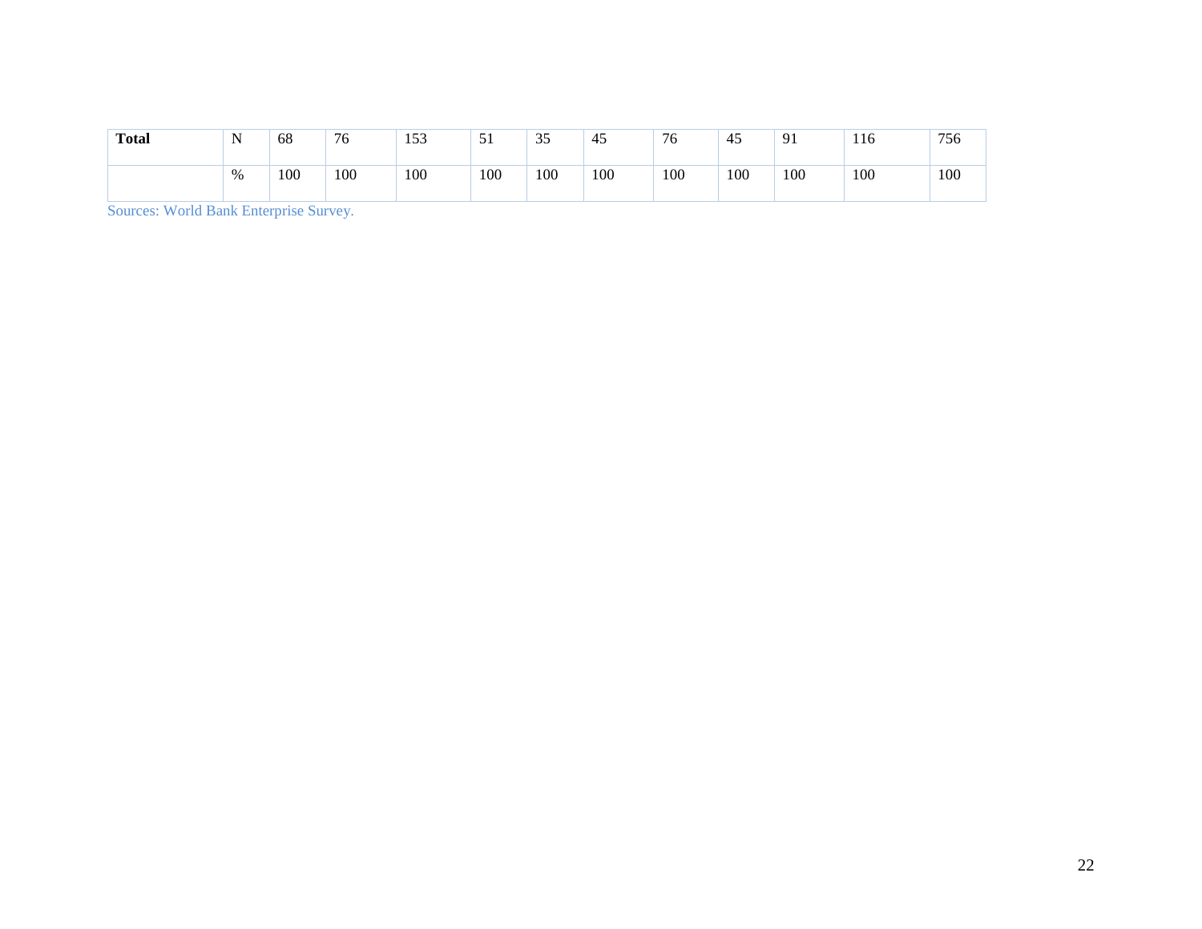| | | | | | | | | | | | | |
|---|---|---|---|---|---|---|---|---|---|---|---|---|
| **Total** | N | 68 | 76 | 153 | 51 | 35 | 45 | 76 | 45 | 91 | 116 | 756 |
| | % | 100 | 100 | 100 | 100 | 100 | 100 | 100 | 100 | 100 | 100 | 100 |

Sources: World Bank Enterprise Survey.